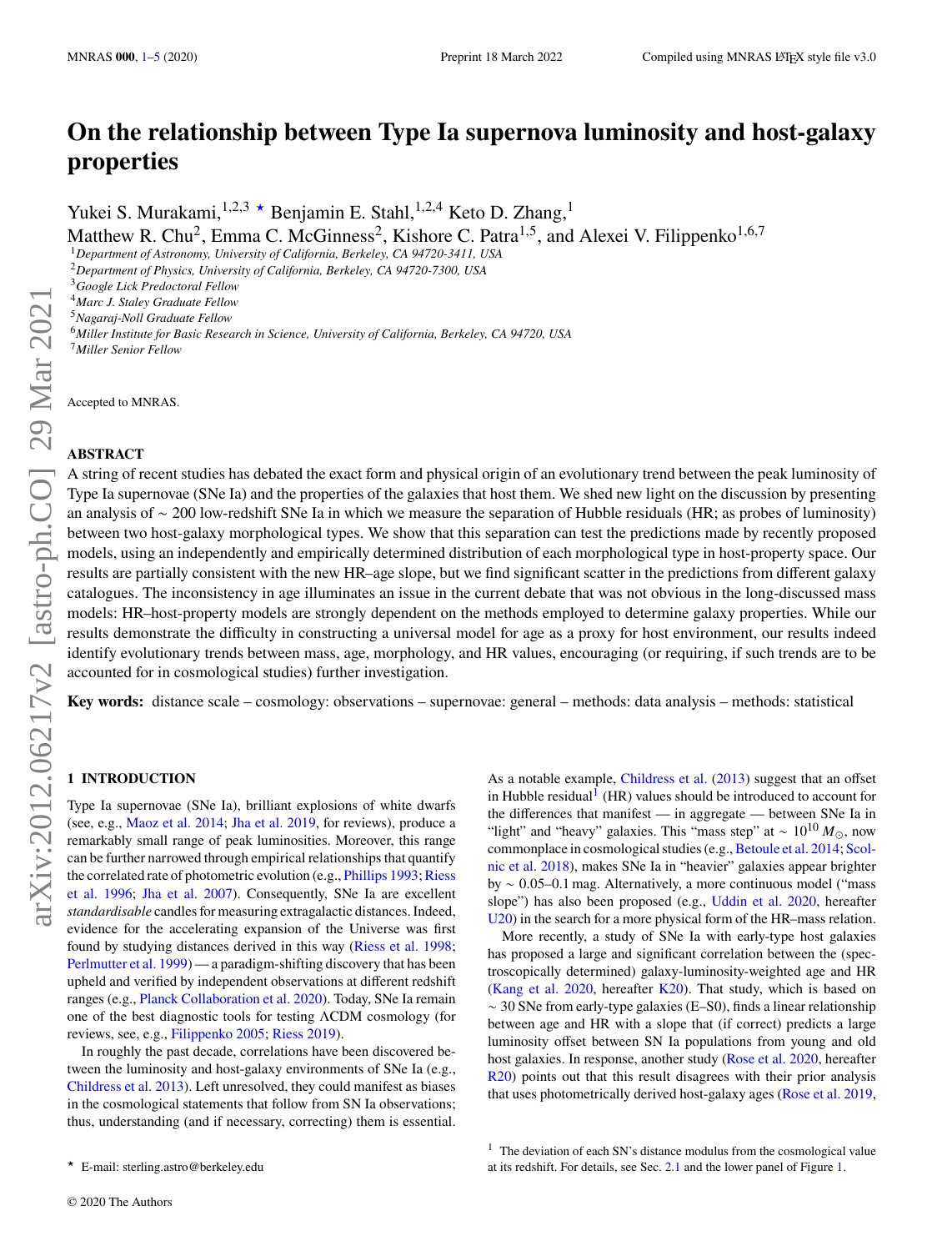# On the relationship between Type Ia supernova luminosity and host-galaxy properties

Yukei S. Murakami,[1,2,3] ⋆ Benjamin E. Stahl,[1,2,4] Keto D. Zhang,[1]
Matthew R. Chu[2], Emma C. McGinness[2], Kishore C. Patra[1,5], and Alexei V. Filippenko[1,6,7]

[1] *Department of Astronomy, University of California, Berkeley, CA 94720-3411, USA*
[2] *Department of Physics, University of California, Berkeley, CA 94720-7300, USA*
[3] *Google Lick Predoctoral Fellow*
[4] *Marc J. Staley Graduate Fellow*
[5] *Nagaraj-Noll Graduate Fellow*
[6] *Miller Institute for Basic Research in Science, University of California, Berkeley, CA 94720, USA*
[7] *Miller Senior Fellow*

Accepted to MNRAS.

## ABSTRACT

A string of recent studies has debated the exact form and physical origin of an evolutionary trend between the peak luminosity of Type Ia supernovae (SNe Ia) and the properties of the galaxies that host them. We shed new light on the discussion by presenting an analysis of ∼ 200 low-redshift SNe Ia in which we measure the separation of Hubble residuals (HR; as probes of luminosity) between two host-galaxy morphological types. We show that this separation can test the predictions made by recently proposed models, using an independently and empirically determined distribution of each morphological type in host-property space. Our results are partially consistent with the new HR–age slope, but we find significant scatter in the predictions from different galaxy catalogues. The inconsistency in age illuminates an issue in the current debate that was not obvious in the long-discussed mass models: HR–host-property models are strongly dependent on the methods employed to determine galaxy properties. While our results demonstrate the difficulty in constructing a universal model for age as a proxy for host environment, our results indeed identify evolutionary trends between mass, age, morphology, and HR values, encouraging (or requiring, if such trends are to be accounted for in cosmological studies) further investigation.

**Key words:** distance scale – cosmology: observations – supernovae: general – methods: data analysis – methods: statistical

## 1 INTRODUCTION

Type Ia supernovae (SNe Ia), brilliant explosions of white dwarfs (see, e.g., Maoz et al. 2014; Jha et al. 2019, for reviews), produce a remarkably small range of peak luminosities. Moreover, this range can be further narrowed through empirical relationships that quantify the correlated rate of photometric evolution (e.g., Phillips 1993; Riess et al. 1996; Jha et al. 2007). Consequently, SNe Ia are excellent *standardisable* candles for measuring extragalactic distances. Indeed, evidence for the accelerating expansion of the Universe was first found by studying distances derived in this way (Riess et al. 1998; Perlmutter et al. 1999) — a paradigm-shifting discovery that has been upheld and verified by independent observations at different redshift ranges (e.g., Planck Collaboration et al. 2020). Today, SNe Ia remain one of the best diagnostic tools for testing ΛCDM cosmology (for reviews, see, e.g., Filippenko 2005; Riess 2019).

In roughly the past decade, correlations have been discovered between the luminosity and host-galaxy environments of SNe Ia (e.g., Childress et al. 2013). Left unresolved, they could manifest as biases in the cosmological statements that follow from SN Ia observations; thus, understanding (and if necessary, correcting) them is essential. As a notable example, Childress et al. (2013) suggest that an offset in Hubble residual[1] (HR) values should be introduced to account for the differences that manifest — in aggregate — between SNe Ia in "light" and "heavy" galaxies. This "mass step" at $\sim 10^{10}\,M_{\odot}$, now commonplace in cosmological studies (e.g., Betoule et al. 2014; Scolnic et al. 2018), makes SNe Ia in "heavier" galaxies appear brighter by ∼ 0.05–0.1 mag. Alternatively, a more continuous model ("mass slope") has also been proposed (e.g., Uddin et al. 2020, hereafter U20) in the search for a more physical form of the HR–mass relation.

More recently, a study of SNe Ia with early-type host galaxies has proposed a large and significant correlation between the (spectroscopically determined) galaxy-luminosity-weighted age and HR (Kang et al. 2020, hereafter K20). That study, which is based on ∼ 30 SNe from early-type galaxies (E–S0), finds a linear relationship between age and HR with a slope that (if correct) predicts a large luminosity offset between SN Ia populations from young and old host galaxies. In response, another study (Rose et al. 2020, hereafter R20) points out that this result disagrees with their prior analysis that uses photometrically derived host-galaxy ages (Rose et al. 2019,

[1] The deviation of each SN's distance modulus from the cosmological value at its redshift. For details, see Sec. 2.1 and the lower panel of Figure 1.

⋆ E-mail: sterling.astro@berkeley.edu

© 2020 The Authors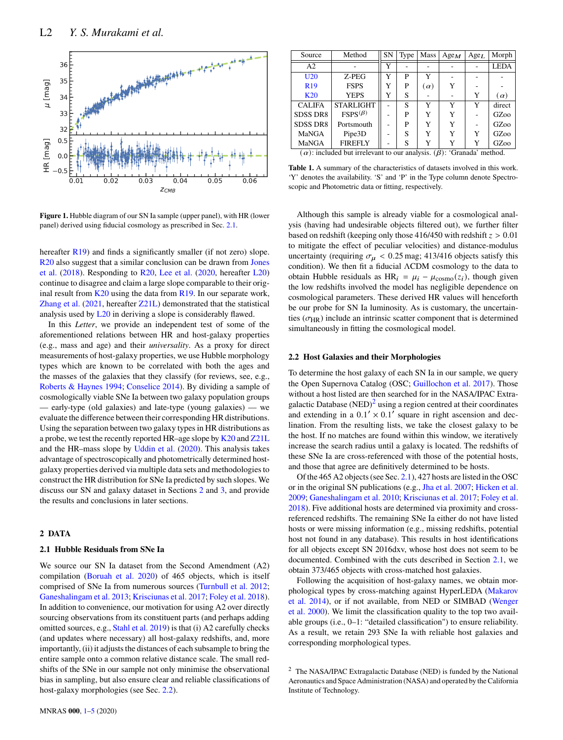Figure 1. Hubble diagram of our SN Ia sample (upper panel), with HR (lower panel) derived using fiducial cosmology as prescribed in Sec. 2.1.

hereafter R19) and finds a significantly smaller (if not zero) slope. R20 also suggest that a similar conclusion can be drawn from Jones et al. (2018). Responding to R20, Lee et al. (2020, hereafter L20) continue to disagree and claim a large slope comparable to their original result from K20 using the data from R19. In our separate work, Zhang et al. (2021, hereafter Z21L) demonstrated that the statistical analysis used by L20 in deriving a slope is considerably flawed.

In this *Letter*, we provide an independent test of some of the aforementioned relations between HR and host-galaxy properties (e.g., mass and age) and their *universality*. As a proxy for direct measurements of host-galaxy properties, we use Hubble morphology types which are known to be correlated with both the ages and the masses of the galaxies that they classify (for reviews, see, e.g., Roberts & Haynes 1994; Conselice 2014). By dividing a sample of cosmologically viable SNe Ia between two galaxy population groups — early-type (old galaxies) and late-type (young galaxies) — we evaluate the difference between their corresponding HR distributions. Using the separation between two galaxy types in HR distributions as a probe, we test the recently reported HR–age slope by K20 and Z21L and the HR–mass slope by Uddin et al. (2020). This analysis takes advantage of spectroscopically and photometrically derived host-galaxy properties derived via multiple data sets and methodologies to construct the HR distribution for SNe Ia predicted by such slopes. We discuss our SN and galaxy dataset in Sections 2 and 3, and provide the results and conclusions in later sections.

## 2 DATA

### 2.1 Hubble Residuals from SNe Ia

We source our SN Ia dataset from the Second Amendment (A2) compilation (Boruah et al. 2020) of 465 objects, which is itself comprised of SNe Ia from numerous sources (Turnbull et al. 2012; Ganeshalingam et al. 2013; Krisciunas et al. 2017; Foley et al. 2018). In addition to convenience, our motivation for using A2 over directly sourcing observations from its constituent parts (and perhaps adding omitted sources, e.g., Stahl et al. 2019) is that (i) A2 carefully checks (and updates where necessary) all host-galaxy redshifts, and, more importantly, (ii) it adjusts the distances of each subsample to bring the entire sample onto a common relative distance scale. The small redshifts of the SNe in our sample not only minimise the observational bias in sampling, but also ensure clear and reliable classifications of host-galaxy morphologies (see Sec. 2.2).

| Source | Method | SN | Type | Mass | Age$_M$ | Age$_L$ | Morph |
|---|---|---|---|---|---|---|---|
| A2 | - | Y | - | - | - | - | LEDA |
| U20 | Z-PEG | Y | P | Y | - | - | - |
| R19 | FSPS | Y | P | ($\alpha$) | Y | - | - |
| K20 | YEPS | Y | S | - | - | Y | ($\alpha$) |
| CALIFA | STARLIGHT | - | S | Y | Y | Y | direct |
| SDSS DR8 | FSPS$^{(\beta)}$ | - | P | Y | Y | - | GZoo |
| SDSS DR8 | Portsmouth | - | P | Y | Y | - | GZoo |
| MaNGA | Pipe3D | - | S | Y | Y | Y | GZoo |
| MaNGA | FIREFLY | - | S | Y | Y | Y | GZoo |

($\alpha$): included but irrelevant to our analysis. ($\beta$): 'Granada' method.

**Table 1.** A summary of the characteristics of datasets involved in this work. 'Y' denotes the availability. 'S' and 'P' in the Type column denote Spectroscopic and Photometric data or fitting, respectively.

Although this sample is already viable for a cosmological analysis (having had undesirable objects filtered out), we further filter based on redshift (keeping only those 416/450 with redshift $z > 0.01$ to mitigate the effect of peculiar velocities) and distance-modulus uncertainty (requiring $\sigma_\mu < 0.25$ mag; 413/416 objects satisfy this condition). We then fit a flat ΛCDM cosmology to the data to obtain Hubble residuals as $\mathrm{HR}_i = \mu_i - \mu_{\mathrm{cosmo}}(z_i)$, though given the low redshifts involved the model has negligible dependence on cosmological parameters. These derived HR values will henceforth be our probe for SN Ia luminosity. As is customary, the uncertainties ($\sigma_{\mathrm{HR}}$) include an intrinsic scatter component that is determined simultaneously in fitting the cosmological model.

### 2.2 Host Galaxies and their Morphologies

To determine the host galaxy of each SN Ia in our sample, we query the Open Supernova Catalog (OSC; Guillochon et al. 2017). Those without a host listed are then searched for in the NASA/IPAC Extragalactic Database (NED)[2] using a region centred at their coordinates and extending in a $0.1' \times 0.1'$ square in right ascension and declination. From the resulting lists, we take the closest galaxy to be the host. If no matches are found within this window, we iteratively increase the search radius until a galaxy is located. The redshifts of these SNe Ia are cross-referenced with those of the potential hosts, and those that agree are definitively determined to be hosts.

Of the 465 A2 objects (see Sec. 2.1), 427 hosts are listed in the OSC or in the original SN publications (e.g., Jha et al. 2007; Hicken et al. 2009; Ganeshalingam et al. 2010; Krisciunas et al. 2017; Foley et al. 2018). Five additional hosts are determined via proximity and cross-referenced redshifts. The remaining SNe Ia either do not have listed hosts or were missing information (e.g., missing redshifts, potential host not found in any database). This results in host identifications for all objects except SN 2016dxv, whose host does not seem to be documented. Combined with the cuts described in Section 2.1, we obtain 373/465 objects with cross-matched host galaxies.

Following the acquisition of host-galaxy names, we obtain morphological types by cross-matching against HyperLEDA (Makarov et al. 2014), or if not available, from NED or SIMBAD (Wenger et al. 2000). We limit the classification quality to the top two available groups (i.e., 0–1: "detailed classification") to ensure reliability. As a result, we retain 293 SNe Ia with reliable host galaxies and corresponding morphological types.

[2] The NASA/IPAC Extragalactic Database (NED) is funded by the National Aeronautics and Space Administration (NASA) and operated by the California Institute of Technology.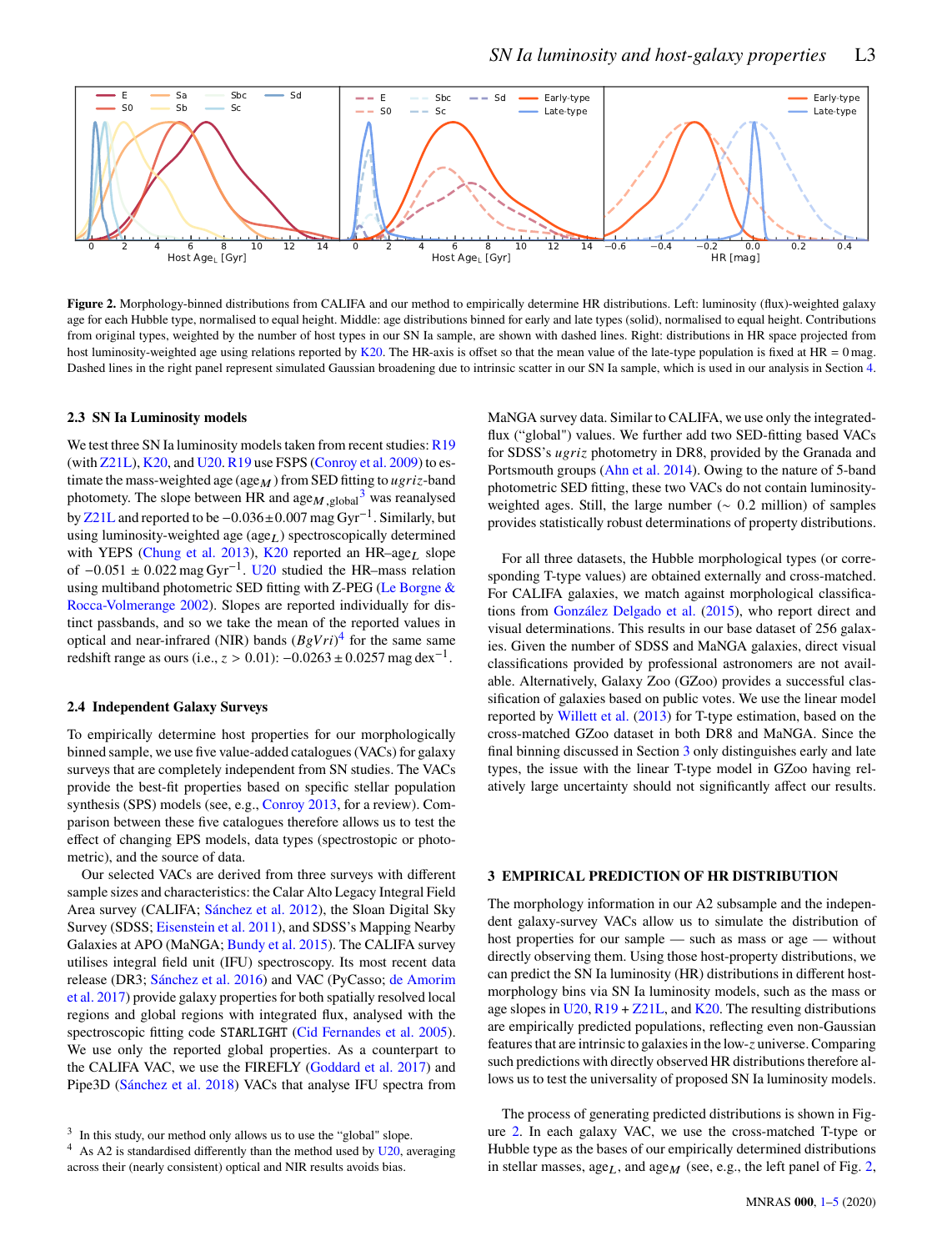**Figure 2.** Morphology-binned distributions from CALIFA and our method to empirically determine HR distributions. Left: luminosity (flux)-weighted galaxy age for each Hubble type, normalised to equal height. Middle: age distributions binned for early and late types (solid), normalised to equal height. Contributions from original types, weighted by the number of host types in our SN Ia sample, are shown with dashed lines. Right: distributions in HR space projected from host luminosity-weighted age using relations reported by K20. The HR-axis is offset so that the mean value of the late-type population is fixed at HR = 0 mag. Dashed lines in the right panel represent simulated Gaussian broadening due to intrinsic scatter in our SN Ia sample, which is used in our analysis in Section 4.

### 2.3 SN Ia Luminosity models

We test three SN Ia luminosity models taken from recent studies: R19 (with Z21L), K20, and U20. R19 use FSPS (Conroy et al. 2009) to estimate the mass-weighted age (age$_M$) from SED fitting to $ugriz$-band photometry. The slope between HR and age$_{M,\rm global}$[3] was reanalysed by Z21L and reported to be $-0.036 \pm 0.007$ mag Gyr$^{-1}$. Similarly, but using luminosity-weighted age (age$_L$) spectroscopically determined with YEPS (Chung et al. 2013), K20 reported an HR–age$_L$ slope of $-0.051 \pm 0.022$ mag Gyr$^{-1}$. U20 studied the HR–mass relation using multiband photometric SED fitting with Z-PEG (Le Borgne & Rocca-Volmerange 2002). Slopes are reported individually for distinct passbands, and so we take the mean of the reported values in optical and near-infrared (NIR) bands ($BgVri$)[4] for the same same redshift range as ours (i.e., $z > 0.01$): $-0.0263 \pm 0.0257$ mag dex$^{-1}$.

### 2.4 Independent Galaxy Surveys

To empirically determine host properties for our morphologically binned sample, we use five value-added catalogues (VACs) for galaxy surveys that are completely independent from SN studies. The VACs provide the best-fit properties based on specific stellar population synthesis (SPS) models (see, e.g., Conroy 2013, for a review). Comparison between these five catalogues therefore allows us to test the effect of changing EPS models, data types (spectroscopic or photometric), and the source of data.

Our selected VACs are derived from three surveys with different sample sizes and characteristics: the Calar Alto Legacy Integral Field Area survey (CALIFA; Sánchez et al. 2012), the Sloan Digital Sky Survey (SDSS; Eisenstein et al. 2011), and SDSS's Mapping Nearby Galaxies at APO (MaNGA; Bundy et al. 2015). The CALIFA survey utilises integral field unit (IFU) spectroscopy. Its most recent data release (DR3; Sánchez et al. 2016) and VAC (PyCasso; de Amorim et al. 2017) provide galaxy properties for both spatially resolved local regions and global regions with integrated flux, analysed with the spectroscopic fitting code STARLIGHT (Cid Fernandes et al. 2005). We use only the reported global properties. As a counterpart to the CALIFA VAC, we use the FIREFLY (Goddard et al. 2017) and Pipe3D (Sánchez et al. 2018) VACs that analyse IFU spectra from MaNGA survey data. Similar to CALIFA, we use only the integrated-flux ("global") values. We further add two SED-fitting based VACs for SDSS's $ugriz$ photometry in DR8, provided by the Granada and Portsmouth groups (Ahn et al. 2014). Owing to the nature of 5-band photometric SED fitting, these two VACs do not contain luminosity-weighted ages. Still, the large number (~ 0.2 million) of samples provides statistically robust determinations of property distributions.

For all three datasets, the Hubble morphological types (or corresponding T-type values) are obtained externally and cross-matched. For CALIFA galaxies, we match against morphological classifications from González Delgado et al. (2015), who report direct and visual determinations. This results in our base dataset of 256 galaxies. Given the number of SDSS and MaNGA galaxies, direct visual classifications provided by professional astronomers are not available. Alternatively, Galaxy Zoo (GZoo) provides a successful classification of galaxies based on public votes. We use the linear model reported by Willett et al. (2013) for T-type estimation, based on the cross-matched GZoo dataset in both DR8 and MaNGA. Since the final binning discussed in Section 3 only distinguishes early and late types, the issue with the linear T-type model in GZoo having relatively large uncertainty should not significantly affect our results.

[3] In this study, our method only allows us to use the "global" slope.

[4] As A2 is standardised differently than the method used by U20, averaging across their (nearly consistent) optical and NIR results avoids bias.

## 3 EMPIRICAL PREDICTION OF HR DISTRIBUTION

The morphology information in our A2 subsample and the independent galaxy-survey VACs allow us to simulate the distribution of host properties for our sample — such as mass or age — without directly observing them. Using those host-property distributions, we can predict the SN Ia luminosity (HR) distributions in different host-morphology bins via SN Ia luminosity models, such as the mass or age slopes in U20, R19 + Z21L, and K20. The resulting distributions are empirically predicted populations, reflecting even non-Gaussian features that are intrinsic to galaxies in the low-$z$ universe. Comparing such predictions with directly observed HR distributions therefore allows us to test the universality of proposed SN Ia luminosity models.

The process of generating predicted distributions is shown in Figure 2. In each galaxy VAC, we use the cross-matched T-type or Hubble type as the bases of our empirically determined distributions in stellar masses, age$_L$, and age$_M$ (see, e.g., the left panel of Fig. 2,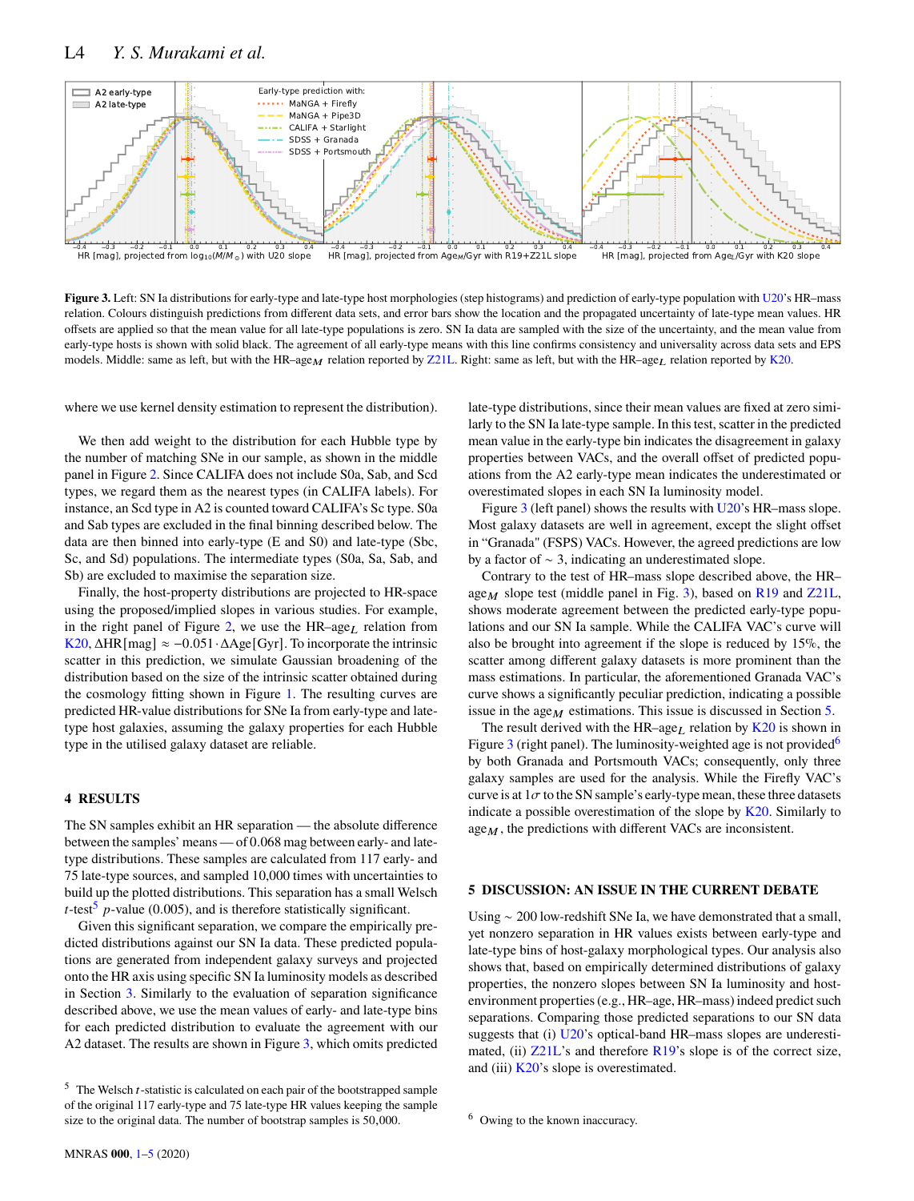**Figure 3.** Left: SN Ia distributions for early-type and late-type host morphologies (step histograms) and prediction of early-type population with U20's HR–mass relation. Colours distinguish predictions from different data sets, and error bars show the location and the propagated uncertainty of late-type mean values. HR offsets are applied so that the mean value for all late-type populations is zero. SN Ia data are sampled with the size of the uncertainty, and the mean value from early-type hosts is shown with solid black. The agreement of all early-type means with this line confirms consistency and universality across data sets and EPS models. Middle: same as left, but with the HR–age$_M$ relation reported by Z21L. Right: same as left, but with the HR–age$_L$ relation reported by K20.

where we use kernel density estimation to represent the distribution).

We then add weight to the distribution for each Hubble type by the number of matching SNe in our sample, as shown in the middle panel in Figure 2. Since CALIFA does not include S0a, Sab, and Scd types, we regard them as the nearest types (in CALIFA labels). For instance, an Scd type in A2 is counted toward CALIFA's Sc type. S0a and Sab types are excluded in the final binning described below. The data are then binned into early-type (E and S0) and late-type (Sbc, Sc, and Sd) populations. The intermediate types (S0a, Sa, Sab, and Sb) are excluded to maximise the separation size.

Finally, the host-property distributions are projected to HR-space using the proposed/implied slopes in various studies. For example, in the right panel of Figure 2, we use the HR–age$_L$ relation from K20, $\Delta\mathrm{HR[mag]} \approx -0.051 \cdot \Delta\mathrm{Age[Gyr]}$. To incorporate the intrinsic scatter in this prediction, we simulate Gaussian broadening of the distribution based on the size of the intrinsic scatter obtained during the cosmology fitting shown in Figure 1. The resulting curves are predicted HR-value distributions for SNe Ia from early-type and late-type host galaxies, assuming the galaxy properties for each Hubble type in the utilised galaxy dataset are reliable.

## 4 RESULTS

The SN samples exhibit an HR separation — the absolute difference between the samples' means — of 0.068 mag between early- and late-type distributions. These samples are calculated from 117 early- and 75 late-type sources, and sampled 10,000 times with uncertainties to build up the plotted distributions. This separation has a small Welsch $t$-test[5] $p$-value (0.005), and is therefore statistically significant.

Given this significant separation, we compare the empirically predicted distributions against our SN Ia data. These predicted populations are generated from independent galaxy surveys and projected onto the HR axis using specific SN Ia luminosity models as described in Section 3. Similarly to the evaluation of separation significance described above, we use the mean values of early- and late-type bins for each predicted distribution to evaluate the agreement with our A2 dataset. The results are shown in Figure 3, which omits predicted late-type distributions, since their mean values are fixed at zero similarly to the SN Ia late-type sample. In this test, scatter in the predicted mean value in the early-type bin indicates the disagreement in galaxy properties between VACs, and the overall offset of predicted populations from the A2 early-type mean indicates the underestimated or overestimated slopes in each SN Ia luminosity model.

Figure 3 (left panel) shows the results with U20's HR–mass slope. Most galaxy datasets are well in agreement, except the slight offset in "Granada" (FSPS) VACs. However, the agreed predictions are low by a factor of $\sim 3$, indicating an underestimated slope.

Contrary to the test of HR–mass slope described above, the HR–age$_M$ slope test (middle panel in Fig. 3), based on R19 and Z21L, shows moderate agreement between the predicted early-type populations and our SN Ia sample. While the CALIFA VAC's curve will also be brought into agreement if the slope is reduced by 15%, the scatter among different galaxy datasets is more prominent than the mass estimations. In particular, the aforementioned Granada VAC's curve shows a significantly peculiar prediction, indicating a possible issue in the age$_M$ estimations. This issue is discussed in Section 5.

The result derived with the HR–age$_L$ relation by K20 is shown in Figure 3 (right panel). The luminosity-weighted age is not provided[6] by both Granada and Portsmouth VACs; consequently, only three galaxy samples are used for the analysis. While the Firefly VAC's curve is at $1\sigma$ to the SN sample's early-type mean, these three datasets indicate a possible overestimation of the slope by K20. Similarly to age$_M$, the predictions with different VACs are inconsistent.

## 5 DISCUSSION: AN ISSUE IN THE CURRENT DEBATE

Using $\sim$ 200 low-redshift SNe Ia, we have demonstrated that a small, yet nonzero separation in HR values exists between early-type and late-type bins of host-galaxy morphological types. Our analysis also shows that, based on empirically determined distributions of galaxy properties, the nonzero slopes between SN Ia luminosity and host-environment properties (e.g., HR–age, HR–mass) indeed predict such separations. Comparing those predicted separations to our SN data suggests that (i) U20's optical-band HR–mass slopes are underestimated, (ii) Z21L's and therefore R19's slope is of the correct size, and (iii) K20's slope is overestimated.

[5] The Welsch $t$-statistic is calculated on each pair of the bootstrapped sample of the original 117 early-type and 75 late-type HR values keeping the sample size to the original data. The number of bootstrap samples is 50,000.

[6] Owing to the known inaccuracy.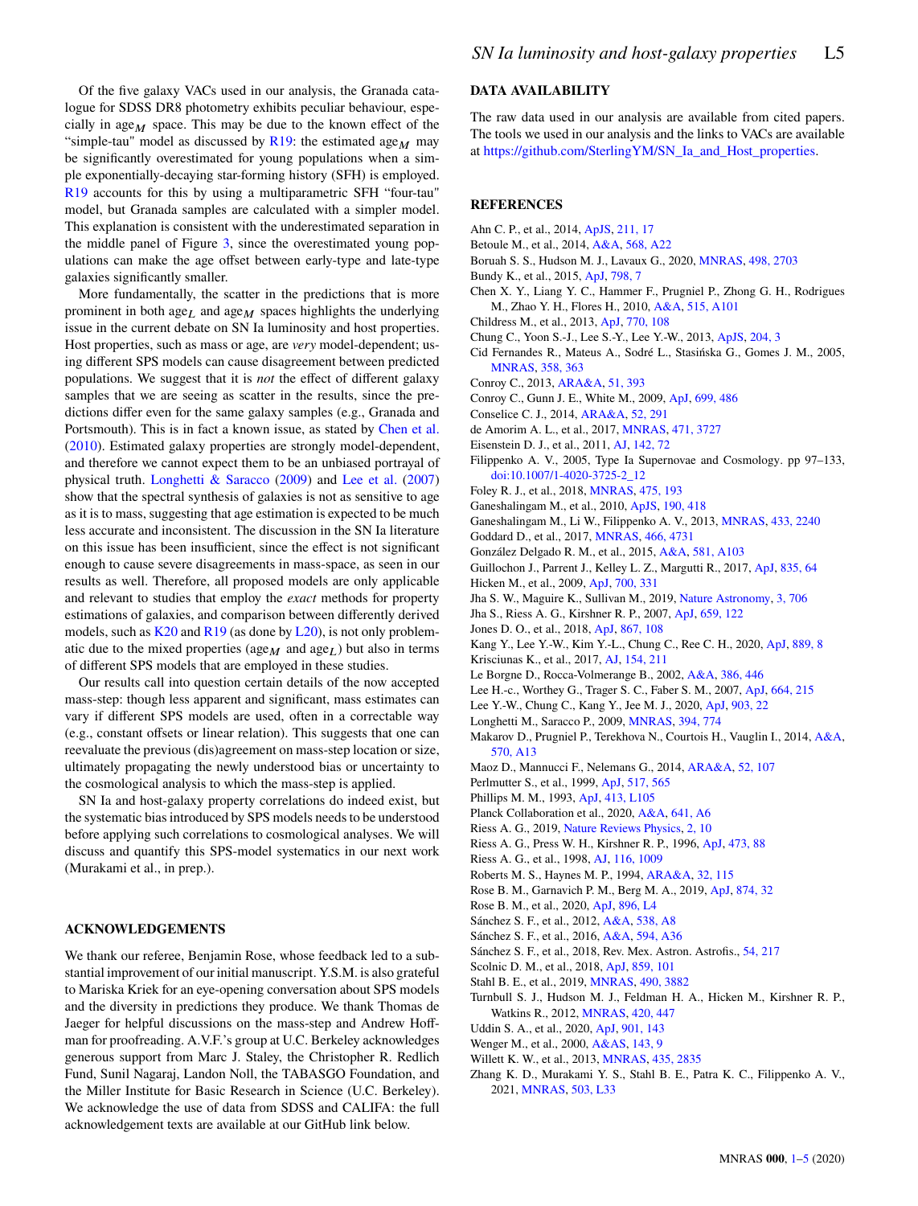Of the five galaxy VACs used in our analysis, the Granada catalogue for SDSS DR8 photometry exhibits peculiar behaviour, especially in $\mathrm{age}_M$ space. This may be due to the known effect of the "simple-tau" model as discussed by R19: the estimated $\mathrm{age}_M$ may be significantly overestimated for young populations when a simple exponentially-decaying star-forming history (SFH) is employed. R19 accounts for this by using a multiparametric SFH "four-tau" model, but Granada samples are calculated with a simpler model. This explanation is consistent with the underestimated separation in the middle panel of Figure 3, since the overestimated young populations can make the age offset between early-type and late-type galaxies significantly smaller.

More fundamentally, the scatter in the predictions that is more prominent in both $\mathrm{age}_L$ and $\mathrm{age}_M$ spaces highlights the underlying issue in the current debate on SN Ia luminosity and host properties. Host properties, such as mass or age, are *very* model-dependent; using different SPS models can cause disagreement between predicted populations. We suggest that it is *not* the effect of different galaxy samples that we are seeing as scatter in the results, since the predictions differ even for the same galaxy samples (e.g., Granada and Portsmouth). This is in fact a known issue, as stated by Chen et al. (2010). Estimated galaxy properties are strongly model-dependent, and therefore we cannot expect them to be an unbiased portrayal of physical truth. Longhetti & Saracco (2009) and Lee et al. (2007) show that the spectral synthesis of galaxies is not as sensitive to age as it is to mass, suggesting that age estimation is expected to be much less accurate and inconsistent. The discussion in the SN Ia literature on this issue has been insufficient, since the effect is not significant enough to cause severe disagreements in mass-space, as seen in our results as well. Therefore, all proposed models are only applicable and relevant to studies that employ the *exact* methods for property estimations of galaxies, and comparison between differently derived models, such as K20 and R19 (as done by L20), is not only problematic due to the mixed properties ($\mathrm{age}_M$ and $\mathrm{age}_L$) but also in terms of different SPS models that are employed in these studies.

Our results call into question certain details of the now accepted mass-step: though less apparent and significant, mass estimates can vary if different SPS models are used, often in a correctable way (e.g., constant offsets or linear relation). This suggests that one can reevaluate the previous (dis)agreement on mass-step location or size, ultimately propagating the newly understood bias or uncertainty to the cosmological analysis to which the mass-step is applied.

SN Ia and host-galaxy property correlations do indeed exist, but the systematic bias introduced by SPS models needs to be understood before applying such correlations to cosmological analyses. We will discuss and quantify this SPS-model systematics in our next work (Murakami et al., in prep.).

## ACKNOWLEDGEMENTS

We thank our referee, Benjamin Rose, whose feedback led to a substantial improvement of our initial manuscript. Y.S.M. is also grateful to Mariska Kriek for an eye-opening conversation about SPS models and the diversity in predictions they produce. We thank Thomas de Jaeger for helpful discussions on the mass-step and Andrew Hoffman for proofreading. A.V.F.'s group at U.C. Berkeley acknowledges generous support from Marc J. Staley, the Christopher R. Redlich Fund, Sunil Nagaraj, Landon Noll, the TABASGO Foundation, and the Miller Institute for Basic Research in Science (U.C. Berkeley). We acknowledge the use of data from SDSS and CALIFA: the full acknowledgement texts are available at our GitHub link below.

## DATA AVAILABILITY

The raw data used in our analysis are available from cited papers. The tools we used in our analysis and the links to VACs are available at https://github.com/SterlingYM/SN_Ia_and_Host_properties.

## REFERENCES

Ahn C. P., et al., 2014, ApJS, 211, 17
Betoule M., et al., 2014, A&A, 568, A22
Boruah S. S., Hudson M. J., Lavaux G., 2020, MNRAS, 498, 2703
Bundy K., et al., 2015, ApJ, 798, 7
Chen X. Y., Liang Y. C., Hammer F., Prugniel P., Zhong G. H., Rodrigues M., Zhao Y. H., Flores H., 2010, A&A, 515, A101
Childress M., et al., 2013, ApJ, 770, 108
Chung C., Yoon S.-J., Lee S.-Y., Lee Y.-W., 2013, ApJS, 204, 3
Cid Fernandes R., Mateus A., Sodré L., Stasińska G., Gomes J. M., 2005, MNRAS, 358, 363
Conroy C., 2013, ARA&A, 51, 393
Conroy C., Gunn J. E., White M., 2009, ApJ, 699, 486
Conselice C. J., 2014, ARA&A, 52, 291
de Amorim A. L., et al., 2017, MNRAS, 471, 3727
Eisenstein D. J., et al., 2011, AJ, 142, 72
Filippenko A. V., 2005, Type Ia Supernovae and Cosmology. pp 97–133, doi:10.1007/1-4020-3725-2_12
Foley R. J., et al., 2018, MNRAS, 475, 193
Ganeshalingam M., et al., 2010, ApJS, 190, 418
Ganeshalingam M., Li W., Filippenko A. V., 2013, MNRAS, 433, 2240
Goddard D., et al., 2017, MNRAS, 466, 4731
González Delgado R. M., et al., 2015, A&A, 581, A103
Guillochon J., Parrent J., Kelley L. Z., Margutti R., 2017, ApJ, 835, 64
Hicken M., et al., 2009, ApJ, 700, 331
Jha S. W., Maguire K., Sullivan M., 2019, Nature Astronomy, 3, 706
Jha S., Riess A. G., Kirshner R. P., 2007, ApJ, 659, 122
Jones D. O., et al., 2018, ApJ, 867, 108
Kang Y., Lee Y.-W., Kim Y.-L., Chung C., Ree C. H., 2020, ApJ, 889, 8
Krisciunas K., et al., 2017, AJ, 154, 211
Le Borgne D., Rocca-Volmerange B., 2002, A&A, 386, 446
Lee H.-c., Worthey G., Trager S. C., Faber S. M., 2007, ApJ, 664, 215
Lee Y.-W., Chung C., Kang Y., Jee M. J., 2020, ApJ, 903, 22
Longhetti M., Saracco P., 2009, MNRAS, 394, 774
Makarov D., Prugniel P., Terekhova N., Courtois H., Vauglin I., 2014, A&A, 570, A13
Maoz D., Mannucci F., Nelemans G., 2014, ARA&A, 52, 107
Perlmutter S., et al., 1999, ApJ, 517, 565
Phillips M. M., 1993, ApJ, 413, L105
Planck Collaboration et al., 2020, A&A, 641, A6
Riess A. G., 2019, Nature Reviews Physics, 2, 10
Riess A. G., Press W. H., Kirshner R. P., 1996, ApJ, 473, 88
Riess A. G., et al., 1998, AJ, 116, 1009
Roberts M. S., Haynes M. P., 1994, ARA&A, 32, 115
Rose B. M., Garnavich P. M., Berg M. A., 2019, ApJ, 874, 32
Rose B. M., et al., 2020, ApJ, 896, L4
Sánchez S. F., et al., 2012, A&A, 538, A8
Sánchez S. F., et al., 2016, A&A, 594, A36
Sánchez S. F., et al., 2018, Rev. Mex. Astron. Astrofis., 54, 217
Scolnic D. M., et al., 2018, ApJ, 859, 101
Stahl B. E., et al., 2019, MNRAS, 490, 3882
Turnbull S. J., Hudson M. J., Feldman H. A., Hicken M., Kirshner R. P., Watkins R., 2012, MNRAS, 420, 447
Uddin S. A., et al., 2020, ApJ, 901, 143
Wenger M., et al., 2000, A&AS, 143, 9
Willett K. W., et al., 2013, MNRAS, 435, 2835
Zhang K. D., Murakami Y. S., Stahl B. E., Patra K. C., Filippenko A. V., 2021, MNRAS, 503, L33